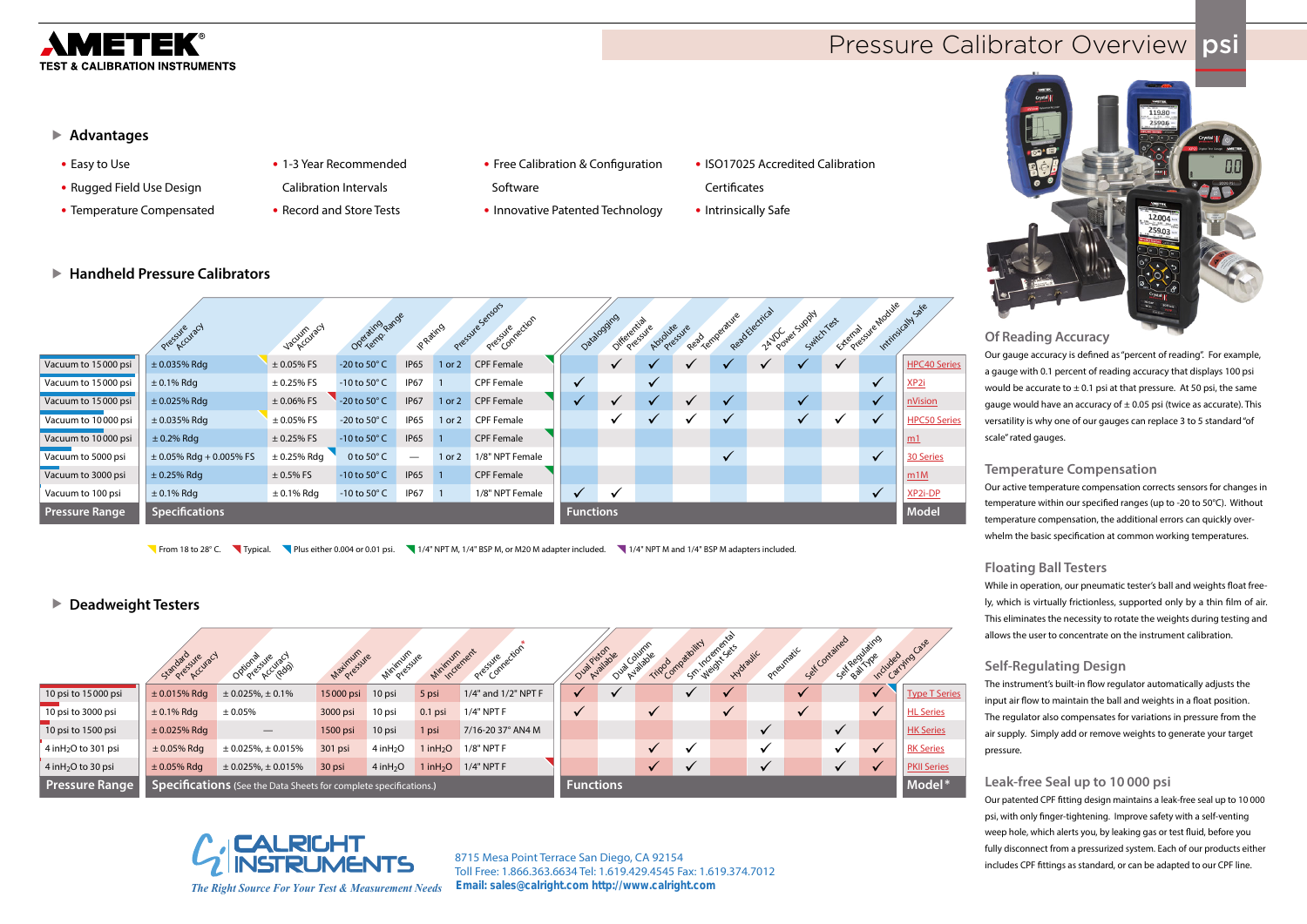# AMETEK® TEST & CALIBRATION INSTRUMENTS

# Pressure Calibrator Overview psi

## Advantages

- Easy to Use
- Rugged Field Use Design
- Temperature Compensated
- 1-3 Year Recommended Calibration Intervals
- Record and Store Tests
- Free Calibration & Configuration Software
- Innovative Patented Technology
- ISO17025 Accredited Calibration Certificates
- Intrinsically Safe

## Handheld Pressure Calibrators

| Pressure Range | Pressure Accuracy | Vacuum Accuracy | Operating Temp. Range | IP Rating | Pressure Sensors | Pressure Connection | Datalogging | Differential Pressure | Absolute Pressure | Read Temperature | Read Electrical | 24VDC Power Supply | Switch Test | External Pressure Module | Intrinsically Safe | Model |
|---|---|---|---|---|---|---|---|---|---|---|---|---|---|---|---|---|
| Vacuum to 15 000 psi | ± 0.035% Rdg | ± 0.05% FS | -20 to 50° C | IP65 | 1 or 2 | CPF Female | | ✓ | ✓ | ✓ | ✓ | ✓ | ✓ | ✓ | | HPC40 Series |
| Vacuum to 15 000 psi | ± 0.1% Rdg | ± 0.25% FS | -10 to 50° C | IP67 | 1 | CPF Female | ✓ | | ✓ | | | | | | ✓ | XP2i |
| Vacuum to 15 000 psi | ± 0.025% Rdg | ± 0.06% FS | -20 to 50° C | IP67 | 1 or 2 | CPF Female | ✓ | ✓ | ✓ | ✓ | ✓ | | ✓ | | ✓ | nVision |
| Vacuum to 10 000 psi | ± 0.035% Rdg | ± 0.05% FS | -20 to 50° C | IP65 | 1 or 2 | CPF Female | | ✓ | ✓ | ✓ | ✓ | | ✓ | ✓ | ✓ | HPC50 Series |
| Vacuum to 10 000 psi | ± 0.2% Rdg | ± 0.25% FS | -10 to 50° C | IP65 | 1 | CPF Female | | | | | | | | | | m1 |
| Vacuum to 5000 psi | ± 0.05% Rdg + 0.005% FS | ± 0.25% Rdg | 0 to 50° C | — | 1 or 2 | 1/8" NPT Female | | | | | ✓ | | | | ✓ | 30 Series |
| Vacuum to 3000 psi | ± 0.25% Rdg | ± 0.5% FS | -10 to 50° C | IP65 | 1 | CPF Female | | | | | | | | | | m1M |
| Vacuum to 100 psi | ± 0.1% Rdg | ± 0.1% Rdg | -10 to 50° C | IP67 | 1 | 1/8" NPT Female | ✓ | ✓ | | | | | | | ✓ | XP2i-DP |

From 18 to 28° C. Typical. Plus either 0.004 or 0.01 psi. 1/4" NPT M, 1/4" BSP M, or M20 M adapter included. 1/4" NPT M and 1/4" BSP M adapters included.

## Deadweight Testers

| Pressure Range | Standard Pressure Accuracy | Optional Pressure Accuracy (Rdg) | Maximum Pressure | Minimum Pressure | Minimum Increment | Pressure Connection* | Dual Piston Available | Dual Column Available | Tripod Compatibility | Sm. Incremental Weight Sets | Hydraulic | Pneumatic | Self Contained | Self Regulating Ball Type | Included Carrying Case | Model* |
|---|---|---|---|---|---|---|---|---|---|---|---|---|---|---|---|---|
| 10 psi to 15 000 psi | ± 0.015% Rdg | ± 0.025%, ± 0.1% | 15 000 psi | 10 psi | 5 psi | 1/4" and 1/2" NPT F | ✓ | ✓ | | ✓ | ✓ | | ✓ | | ✓ | Type T Series |
| 10 psi to 3000 psi | ± 0.1% Rdg | ± 0.05% | 3000 psi | 10 psi | 0.1 psi | 1/4" NPT F | ✓ | | ✓ | | ✓ | | ✓ | | ✓ | HL Series |
| 10 psi to 1500 psi | ± 0.025% Rdg | — | 1500 psi | 10 psi | 1 psi | 7/16-20 37° AN4 M | | | | | | ✓ | | ✓ | | HK Series |
| 4 in$H_2O$ to 301 psi | ± 0.05% Rdg | ± 0.025%, ± 0.015% | 301 psi | 4 in$H_2O$ | 1 in$H_2O$ | 1/8" NPT F | | | ✓ | ✓ | | ✓ | | ✓ | ✓ | RK Series |
| 4 in$H_2O$ to 30 psi | ± 0.05% Rdg | ± 0.025%, ± 0.015% | 30 psi | 4 in$H_2O$ | 1 in$H_2O$ | 1/4" NPT F | | | ✓ | ✓ | | ✓ | | ✓ | ✓ | PKII Series |

Specifications (See the Data Sheets for complete specifications.)

### Of Reading Accuracy

Our gauge accuracy is defined as "percent of reading". For example, a gauge with 0.1 percent of reading accuracy that displays 100 psi would be accurate to ± 0.1 psi at that pressure. At 50 psi, the same gauge would have an accuracy of ± 0.05 psi (twice as accurate). This versatility is why one of our gauges can replace 3 to 5 standard "of scale" rated gauges.

### Temperature Compensation

Our active temperature compensation corrects sensors for changes in temperature within our specified ranges (up to -20 to 50°C). Without temperature compensation, the additional errors can quickly overwhelm the basic specification at common working temperatures.

### Floating Ball Testers

While in operation, our pneumatic tester's ball and weights float freely, which is virtually frictionless, supported only by a thin film of air. This eliminates the necessity to rotate the weights during testing and allows the user to concentrate on the instrument calibration.

### Self-Regulating Design

The instrument's built-in flow regulator automatically adjusts the input air flow to maintain the ball and weights in a float position. The regulator also compensates for variations in pressure from the air supply. Simply add or remove weights to generate your target pressure.

### Leak-free Seal up to 10 000 psi

Our patented CPF fitting design maintains a leak-free seal up to 10 000 psi, with only finger-tightening. Improve safety with a self-venting weep hole, which alerts you, by leaking gas or test fluid, before you fully disconnect from a pressurized system. Each of our products either includes CPF fittings as standard, or can be adapted to our CPF line.

**CALRIGHT INSTRUMENTS**
*The Right Source For Your Test & Measurement Needs*

8715 Mesa Point Terrace San Diego, CA 92154
Toll Free: 1.866.363.6634 Tel: 1.619.429.4545 Fax: 1.619.374.7012
**Email: sales@calright.com http://www.calright.com**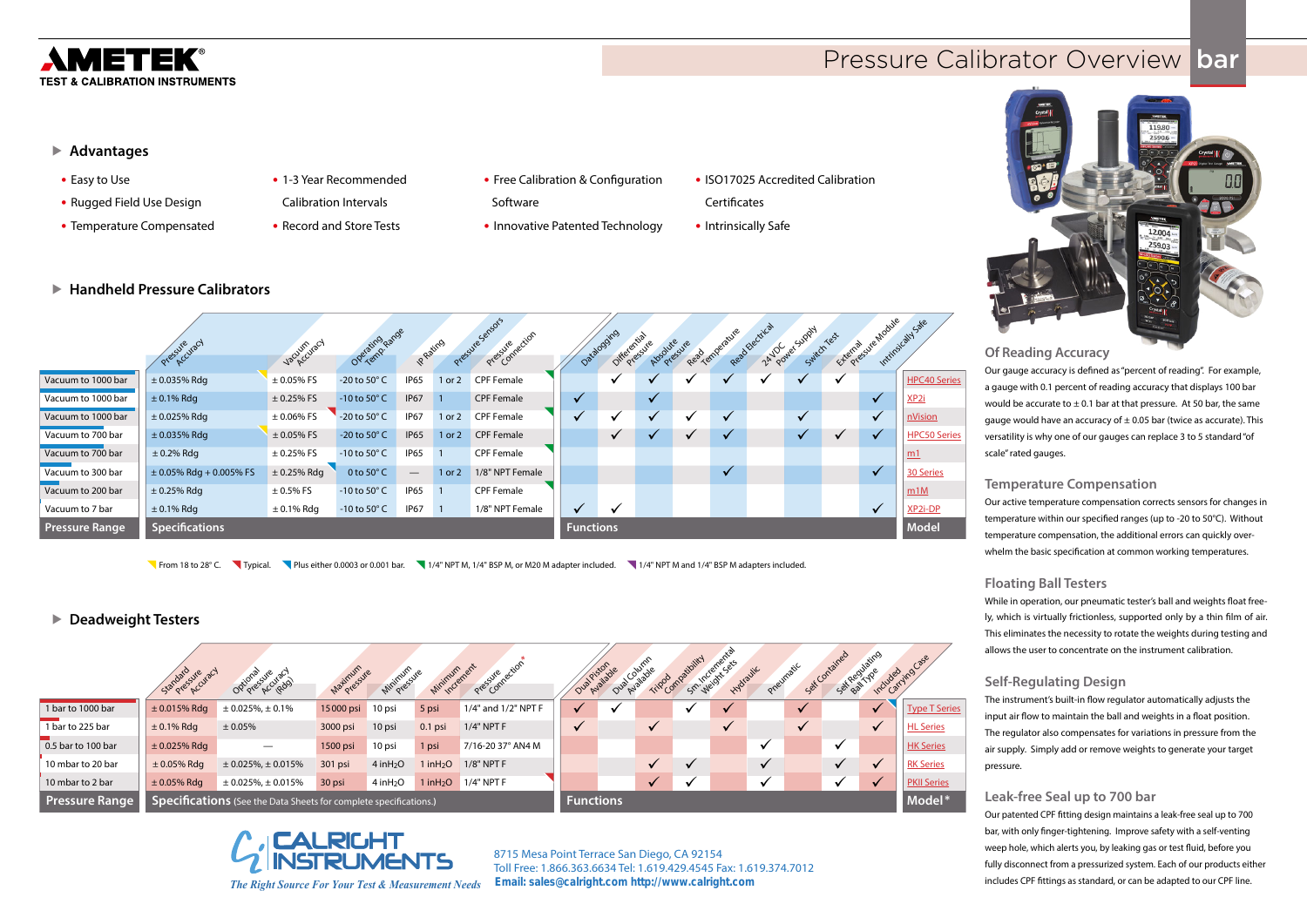# AMETEK

TEST & CALIBRATION INSTRUMENTS

## Pressure Calibrator Overview bar

### Advantages

- Easy to Use
- Rugged Field Use Design
- Temperature Compensated
- 1-3 Year Recommended Calibration Intervals
- Record and Store Tests
- Free Calibration & Configuration Software
- Innovative Patented Technology
- ISO17025 Accredited Calibration Certificates
- Intrinsically Safe

### Handheld Pressure Calibrators

| Pressure Range | Pressure Accuracy | Vacuum Accuracy | Operating Temp Range | IP Rating | Pressure Sensors | Pressure Connection | Datalogging | Differential Pressure | Absolute Pressure | Read Temperature | Read Electrical | 24VDC Power Supply | Switch Test | External Pressure Module | Intrinsically Safe | Model |
|---|---|---|---|---|---|---|---|---|---|---|---|---|---|---|---|---|
| Vacuum to 1000 bar | ± 0.035% Rdg | ± 0.05% FS | -20 to 50° C | IP65 | 1 or 2 | CPF Female | | ✓ | ✓ | ✓ | ✓ | ✓ | ✓ | ✓ | | HPC40 Series |
| Vacuum to 1000 bar | ± 0.1% Rdg | ± 0.25% FS | -10 to 50° C | IP67 | 1 | CPF Female | ✓ | | ✓ | | | | | | ✓ | XP2i |
| Vacuum to 1000 bar | ± 0.025% Rdg | ± 0.06% FS | -20 to 50° C | IP67 | 1 or 2 | CPF Female | ✓ | ✓ | ✓ | ✓ | ✓ | | ✓ | | ✓ | nVision |
| Vacuum to 700 bar | ± 0.035% Rdg | ± 0.05% FS | -20 to 50° C | IP65 | 1 or 2 | CPF Female | | ✓ | ✓ | ✓ | ✓ | | ✓ | ✓ | ✓ | HPC50 Series |
| Vacuum to 700 bar | ± 0.2% Rdg | ± 0.25% FS | -10 to 50° C | IP65 | 1 | CPF Female | | | | | | | | | | m1 |
| Vacuum to 300 bar | ± 0.05% Rdg + 0.005% FS | ± 0.25% Rdg | 0 to 50° C | — | 1 or 2 | 1/8" NPT Female | | | | | ✓ | | | | ✓ | 30 Series |
| Vacuum to 200 bar | ± 0.25% Rdg | ± 0.5% FS | -10 to 50° C | IP65 | 1 | CPF Female | | | | | | | | | | m1M |
| Vacuum to 7 bar | ± 0.1% Rdg | ± 0.1% Rdg | -10 to 50° C | IP67 | 1 | 1/8" NPT Female | ✓ | ✓ | | | | | | | ✓ | XP2i-DP |

Columns grouped as: Pressure Range | Specifications | Functions | Model

From 18 to 28° C. Typical. Plus either 0.0003 or 0.001 bar. 1/4" NPT M, 1/4" BSP M, or M20 M adapter included. 1/4" NPT M and 1/4" BSP M adapters included.

### Deadweight Testers

| Pressure Range | Standard Pressure Accuracy | Optional Pressure Accuracy (Rdg) | Maximum Pressure | Minimum Pressure | Minimum Increment | Pressure Connection* | Dual Piston Available | Dual Column Available | Tripod Compatibility | Sm. Incremental Weight Sets | Hydraulic | Pneumatic | Self Contained | Self Regulating Ball Type | Included Carrying Case | Model* |
|---|---|---|---|---|---|---|---|---|---|---|---|---|---|---|---|---|
| 1 bar to 1000 bar | ± 0.015% Rdg | ± 0.025%, ± 0.1% | 15 000 psi | 10 psi | 5 psi | 1/4" and 1/2" NPT F | ✓ | ✓ | | ✓ | ✓ | | ✓ | | ✓ | Type T Series |
| 1 bar to 225 bar | ± 0.1% Rdg | ± 0.05% | 3000 psi | 10 psi | 0.1 psi | 1/4" NPT F | ✓ | | ✓ | | ✓ | | ✓ | | ✓ | HL Series |
| 0.5 bar to 100 bar | ± 0.025% Rdg | — | 1500 psi | 10 psi | 1 psi | 7/16-20 37° AN4 M | | | | | | ✓ | | ✓ | | HK Series |
| 10 mbar to 20 bar | ± 0.05% Rdg | ± 0.025%, ± 0.015% | 301 psi | 4 in$H_2O$ | 1 in$H_2O$ | 1/8" NPT F | | | ✓ | ✓ | | ✓ | | ✓ | ✓ | RK Series |
| 10 mbar to 2 bar | ± 0.05% Rdg | ± 0.025%, ± 0.015% | 30 psi | 4 in$H_2O$ | 1 in$H_2O$ | 1/4" NPT F | | | ✓ | ✓ | | ✓ | | ✓ | ✓ | PKII Series |

Columns grouped as: Pressure Range | Specifications (See the Data Sheets for complete specifications.) | Functions | Model*

### Of Reading Accuracy

Our gauge accuracy is defined as "percent of reading". For example, a gauge with 0.1 percent of reading accuracy that displays 100 bar would be accurate to ± 0.1 bar at that pressure. At 50 bar, the same gauge would have an accuracy of ± 0.05 bar (twice as accurate). This versatility is why one of our gauges can replace 3 to 5 standard "of scale" rated gauges.

### Temperature Compensation

Our active temperature compensation corrects sensors for changes in temperature within our specified ranges (up to -20 to 50°C). Without temperature compensation, the additional errors can quickly overwhelm the basic specification at common working temperatures.

### Floating Ball Testers

While in operation, our pneumatic tester's ball and weights float freely, which is virtually frictionless, supported only by a thin film of air. This eliminates the necessity to rotate the weights during testing and allows the user to concentrate on the instrument calibration.

### Self-Regulating Design

The instrument's built-in flow regulator automatically adjusts the input air flow to maintain the ball and weights in a float position. The regulator also compensates for variations in pressure from the air supply. Simply add or remove weights to generate your target pressure.

### Leak-free Seal up to 700 bar

Our patented CPF fitting design maintains a leak-free seal up to 700 bar, with only finger-tightening. Improve safety with a self-venting weep hole, which alerts you, by leaking gas or test fluid, before you fully disconnect from a pressurized system. Each of our products either includes CPF fittings as standard, or can be adapted to our CPF line.

---

**CALRIGHT INSTRUMENTS**

*The Right Source For Your Test & Measurement Needs*

8715 Mesa Point Terrace San Diego, CA 92154
Toll Free: 1.866.363.6634 Tel: 1.619.429.4545 Fax: 1.619.374.7012
**Email: sales@calright.com http://www.calright.com**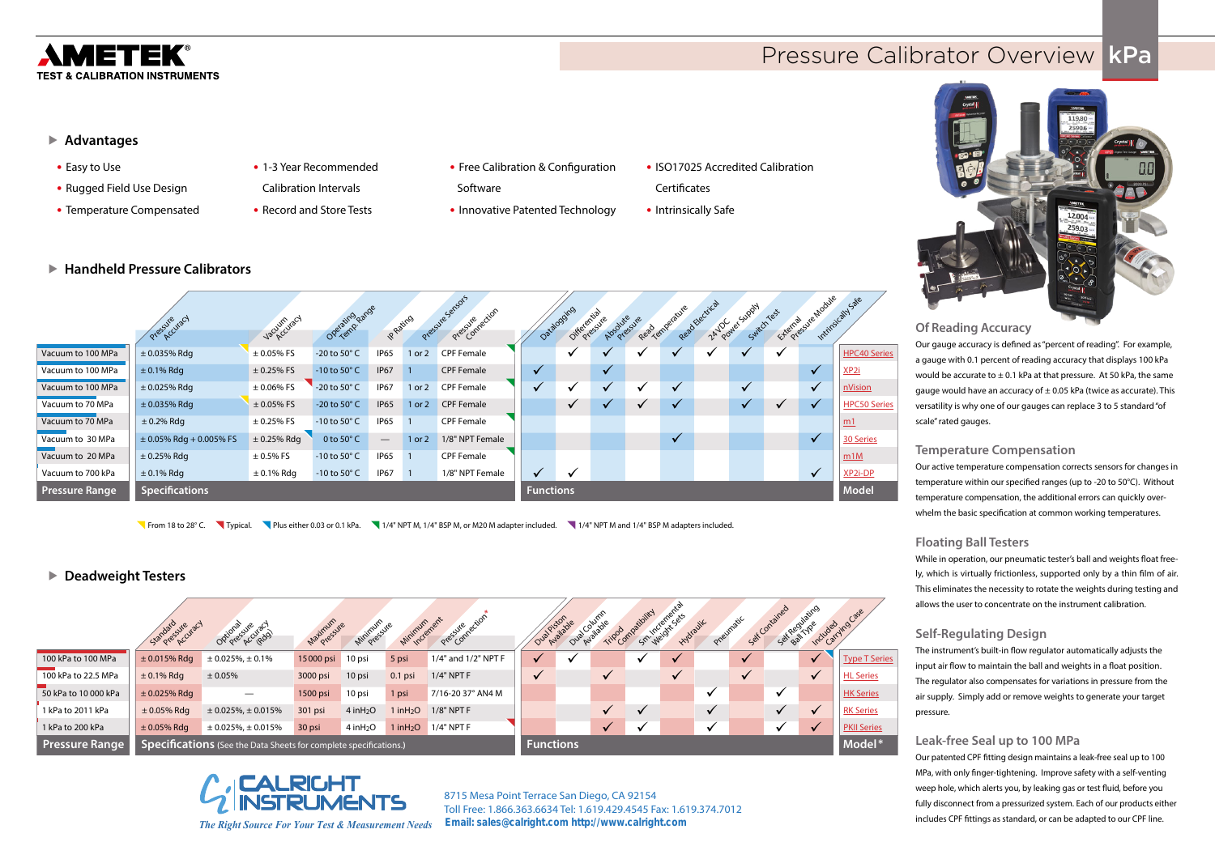# Pressure Calibrator Overview kPa

**AMETEK**
TEST & CALIBRATION INSTRUMENTS

## Advantages

- Easy to Use
- Rugged Field Use Design
- Temperature Compensated
- 1-3 Year Recommended Calibration Intervals
- Record and Store Tests
- Free Calibration & Configuration Software
- Innovative Patented Technology
- ISO17025 Accredited Calibration Certificates
- Intrinsically Safe

## Handheld Pressure Calibrators

| Pressure Range | Pressure Accuracy | Vacuum Accuracy | Operating Temp Range | IP Rating | Pressure Sensors | Pressure Connection | Datalogging | Differential Pressure | Absolute Pressure | Read Temperature | Read Electrical | 24VDC Power Supply | Switch Test | External Pressure Module | Intrinsically Safe | Model |
|---|---|---|---|---|---|---|---|---|---|---|---|---|---|---|---|---|
| Vacuum to 100 MPa | ± 0.035% Rdg [1] | ± 0.05% FS | -20 to 50° C | IP65 | 1 or 2 | CPF Female [4] | | ✓ | ✓ | ✓ | ✓ | ✓ | ✓ | ✓ | | HPC40 Series |
| Vacuum to 100 MPa | ± 0.1% Rdg | ± 0.25% FS | -10 to 50° C | IP67 | 1 | CPF Female | ✓ | | ✓ | | | | | | ✓ | XP2i |
| Vacuum to 100 MPa | ± 0.025% Rdg | ± 0.06% FS [2] | -20 to 50° C | IP67 | 1 or 2 | CPF Female | ✓ | ✓ | ✓ | ✓ | ✓ | | ✓ | | ✓ | nVision |
| Vacuum to 70 MPa | ± 0.035% Rdg [1] | ± 0.05% FS | -20 to 50° C | IP65 | 1 or 2 | CPF Female [4] | | ✓ | ✓ | ✓ | ✓ | | ✓ | ✓ | ✓ | HPC50 Series |
| Vacuum to 70 MPa | ± 0.2% Rdg | ± 0.25% FS | -10 to 50° C | IP65 | 1 | CPF Female | | | | | | | | | | m1 |
| Vacuum to 30 MPa | ± 0.05% Rdg + 0.005% FS | ± 0.25% Rdg [3] | 0 to 50° C | — | 1 or 2 | 1/8" NPT Female [4] | | | | | ✓ | | | | ✓ | 30 Series |
| Vacuum to 20 MPa | ± 0.25% Rdg | ± 0.5% FS | -10 to 50° C | IP65 | 1 | CPF Female | | | | | | | | | | m1M |
| Vacuum to 700 kPa | ± 0.1% Rdg | ± 0.1% Rdg | -10 to 50° C | IP67 | 1 | 1/8" NPT Female | ✓ | ✓ | | | | | | | ✓ | XP2i-DP |

Specifications | Functions

[1] From 18 to 28° C. [2] Typical. [3] Plus either 0.03 or 0.1 kPa. [4] 1/4" NPT M, 1/4" BSP M, or M20 M adapter included. [5] 1/4" NPT M and 1/4" BSP M adapters included.

## Deadweight Testers

| Pressure Range | Standard Pressure Accuracy | Optional Pressure Accuracy (Rdg) | Maximum Pressure | Minimum Pressure | Minimum Increment | Pressure Connection* | Dual Piston Available | Dual Column Available | Tripod Compatibility | Sm. Incremental Weight Sets | Hydraulic | Pneumatic | Self Contained | Self Regulating Ball Type | Included Carrying Case | Model* |
|---|---|---|---|---|---|---|---|---|---|---|---|---|---|---|---|---|
| 100 kPa to 100 MPa | ± 0.015% Rdg | ± 0.025%, ± 0.1% | 15 000 psi | 10 psi | 5 psi | 1/4" and 1/2" NPT F | ✓ | ✓ | | ✓ | ✓ | | ✓ | | ✓ | Type T Series |
| 100 kPa to 22.5 MPa | ± 0.1% Rdg | ± 0.05% | 3000 psi | 10 psi | 0.1 psi | 1/4" NPT F | ✓ | | ✓ | | ✓ | | ✓ | | ✓ | HL Series |
| 50 kPa to 10 000 kPa | ± 0.025% Rdg | — | 1500 psi | 10 psi | 1 psi | 7/16-20 37° AN4 M | | | | | | ✓ | | ✓ | | HK Series |
| 1 kPa to 2011 kPa | ± 0.05% Rdg | ± 0.025%, ± 0.015% | 301 psi | 4 inH₂O | 1 inH₂O | 1/8" NPT F | | | ✓ | ✓ | | ✓ | | ✓ | ✓ | RK Series |
| 1 kPa to 200 kPa | ± 0.05% Rdg | ± 0.025%, ± 0.015% | 30 psi | 4 inH₂O | 1 inH₂O | 1/4" NPT F | | | ✓ | ✓ | | ✓ | | ✓ | ✓ | PKII Series |

Specifications (See the Data Sheets for complete specifications.) | Functions

### Of Reading Accuracy

Our gauge accuracy is defined as "percent of reading". For example, a gauge with 0.1 percent of reading accuracy that displays 100 kPa would be accurate to ± 0.1 kPa at that pressure. At 50 kPa, the same gauge would have an accuracy of ± 0.05 kPa (twice as accurate). This versatility is why one of our gauges can replace 3 to 5 standard "of scale" rated gauges.

### Temperature Compensation

Our active temperature compensation corrects sensors for changes in temperature within our specified ranges (up to -20 to 50°C). Without temperature compensation, the additional errors can quickly overwhelm the basic specification at common working temperatures.

### Floating Ball Testers

While in operation, our pneumatic tester's ball and weights float freely, which is virtually frictionless, supported only by a thin film of air. This eliminates the necessity to rotate the weights during testing and allows the user to concentrate on the instrument calibration.

### Self-Regulating Design

The instrument's built-in flow regulator automatically adjusts the input air flow to maintain the ball and weights in a float position. The regulator also compensates for variations in pressure from the air supply. Simply add or remove weights to generate your target pressure.

### Leak-free Seal up to 100 MPa

Our patented CPF fitting design maintains a leak-free seal up to 100 MPa, with only finger-tightening. Improve safety with a self-venting weep hole, which alerts you, by leaking gas or test fluid, before you fully disconnect from a pressurized system. Each of our products either includes CPF fittings as standard, or can be adapted to our CPF line.

**CALRIGHT INSTRUMENTS**
*The Right Source For Your Test & Measurement Needs*

8715 Mesa Point Terrace San Diego, CA 92154
Toll Free: 1.866.363.6634 Tel: 1.619.429.4545 Fax: 1.619.374.7012
Email: sales@calright.com http://www.calright.com